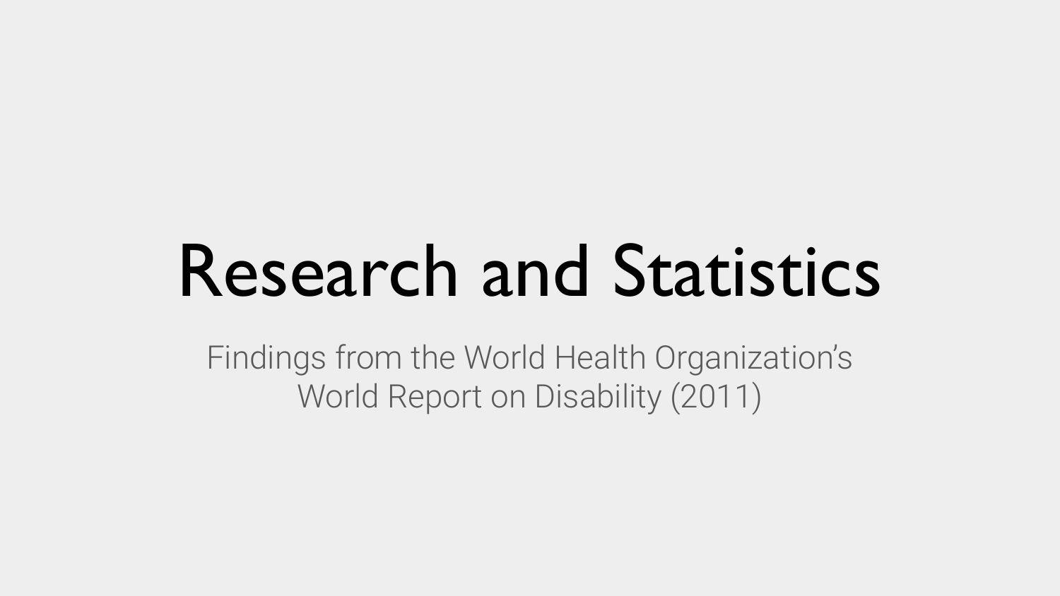# Research and Statistics

Findings from the World Health Organization's World Report on Disability (2011)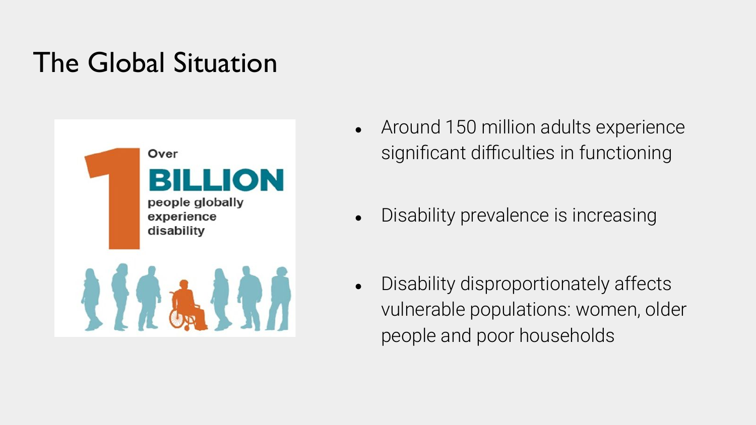# The Global Situation

Over
**1 BILLION**
people globally experience disability

- Around 150 million adults experience significant difficulties in functioning
- Disability prevalence is increasing
- Disability disproportionately affects vulnerable populations: women, older people and poor households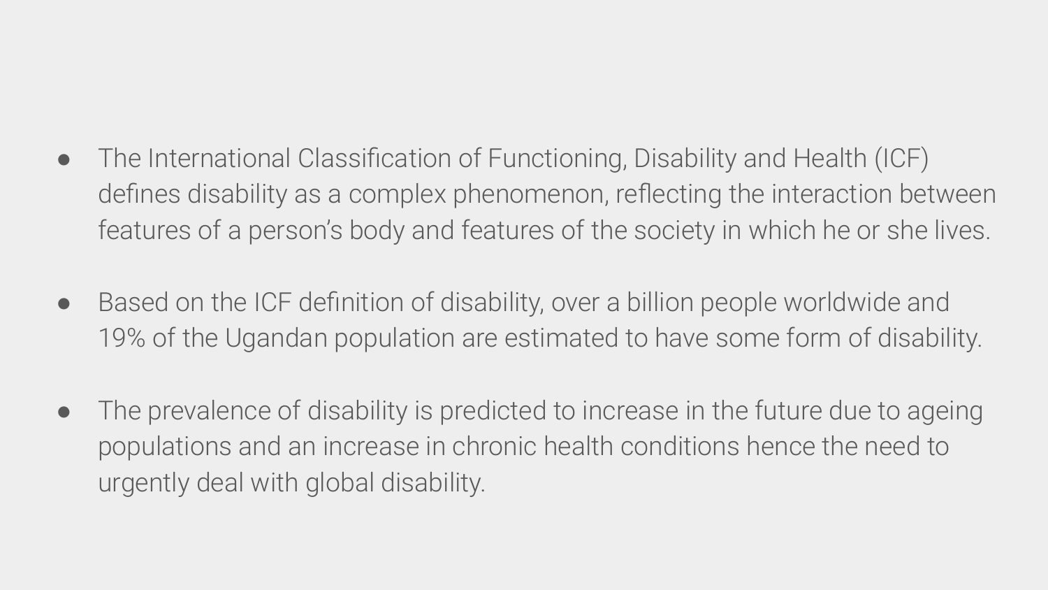- The International Classification of Functioning, Disability and Health (ICF) defines disability as a complex phenomenon, reflecting the interaction between features of a person's body and features of the society in which he or she lives.

- Based on the ICF definition of disability, over a billion people worldwide and 19% of the Ugandan population are estimated to have some form of disability.

- The prevalence of disability is predicted to increase in the future due to ageing populations and an increase in chronic health conditions hence the need to urgently deal with global disability.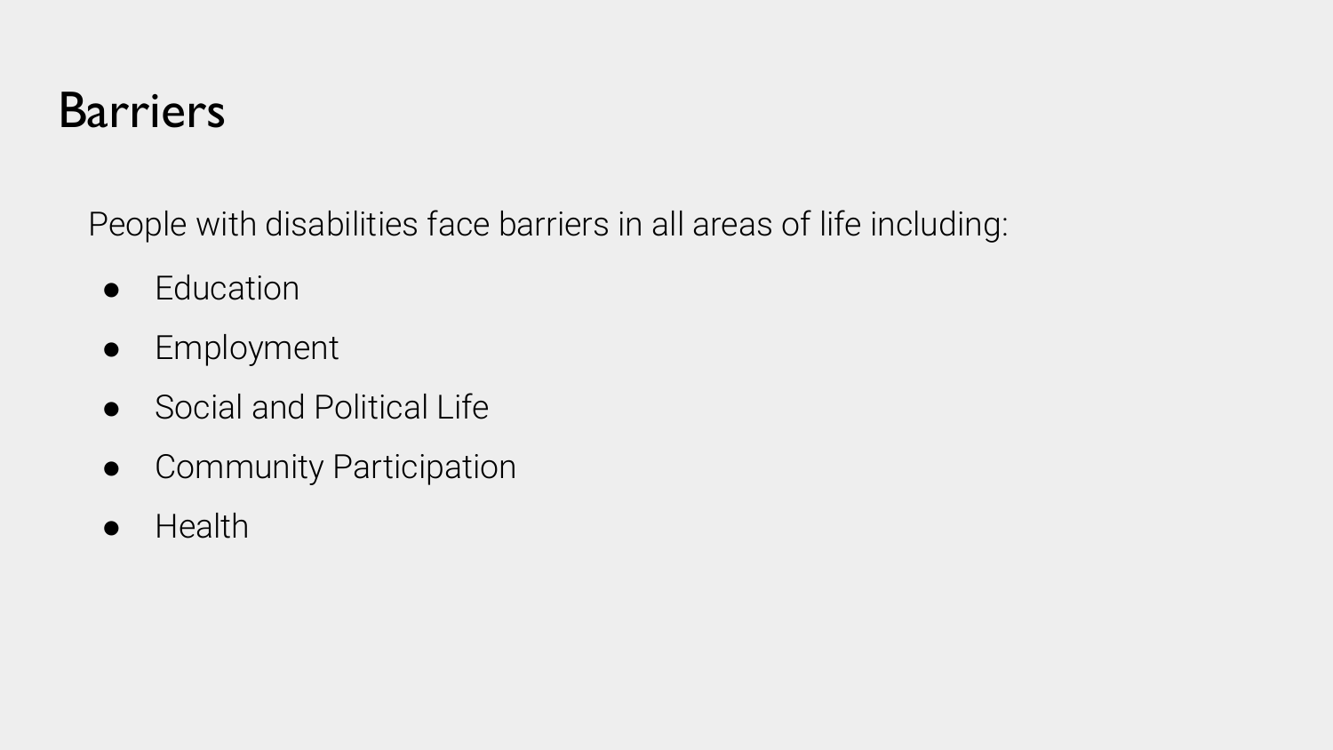# Barriers

People with disabilities face barriers in all areas of life including:

- Education
- Employment
- Social and Political Life
- Community Participation
- Health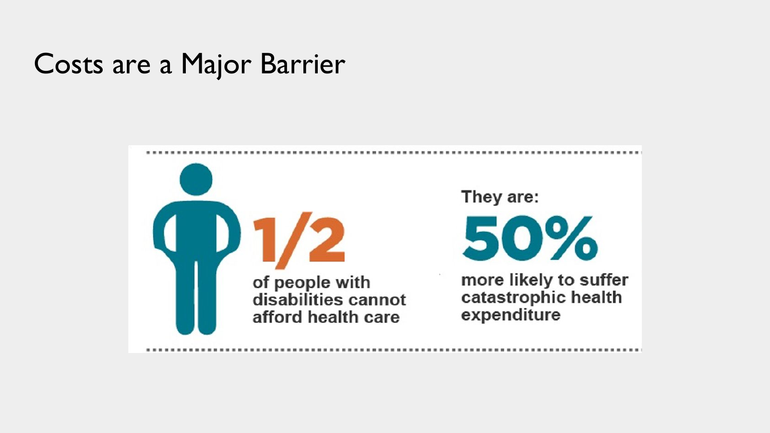# Costs are a Major Barrier

**1/2** of people with disabilities cannot afford health care

They are:

**50%** more likely to suffer catastrophic health expenditure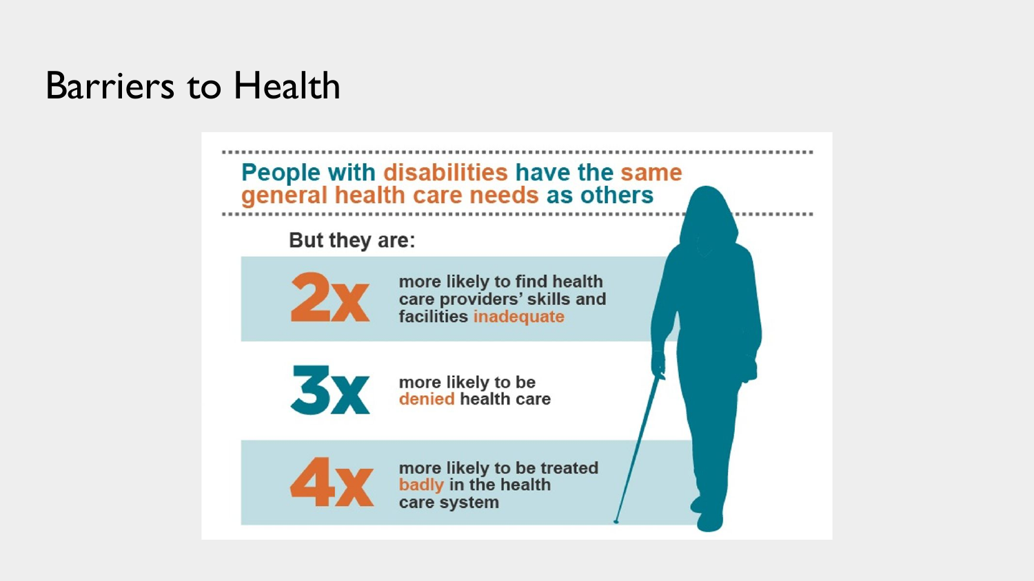# Barriers to Health

## People with disabilities have the same general health care needs as others

But they are:

**2x** more likely to find health care providers' skills and facilities inadequate

**3x** more likely to be denied health care

**4x** more likely to be treated badly in the health care system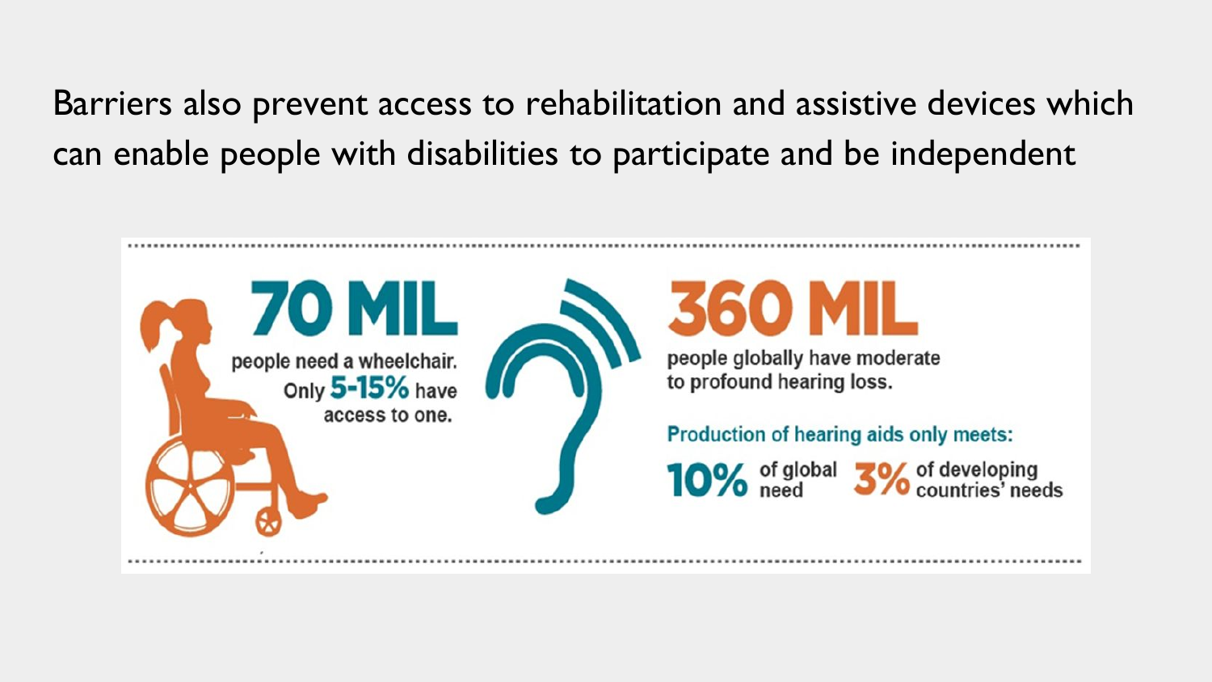Barriers also prevent access to rehabilitation and assistive devices which can enable people with disabilities to participate and be independent

**70 MIL**

people need a wheelchair. Only **5-15%** have access to one.

**360 MIL**

people globally have moderate to profound hearing loss.

Production of hearing aids only meets:

**10%** of global need **3%** of developing countries' needs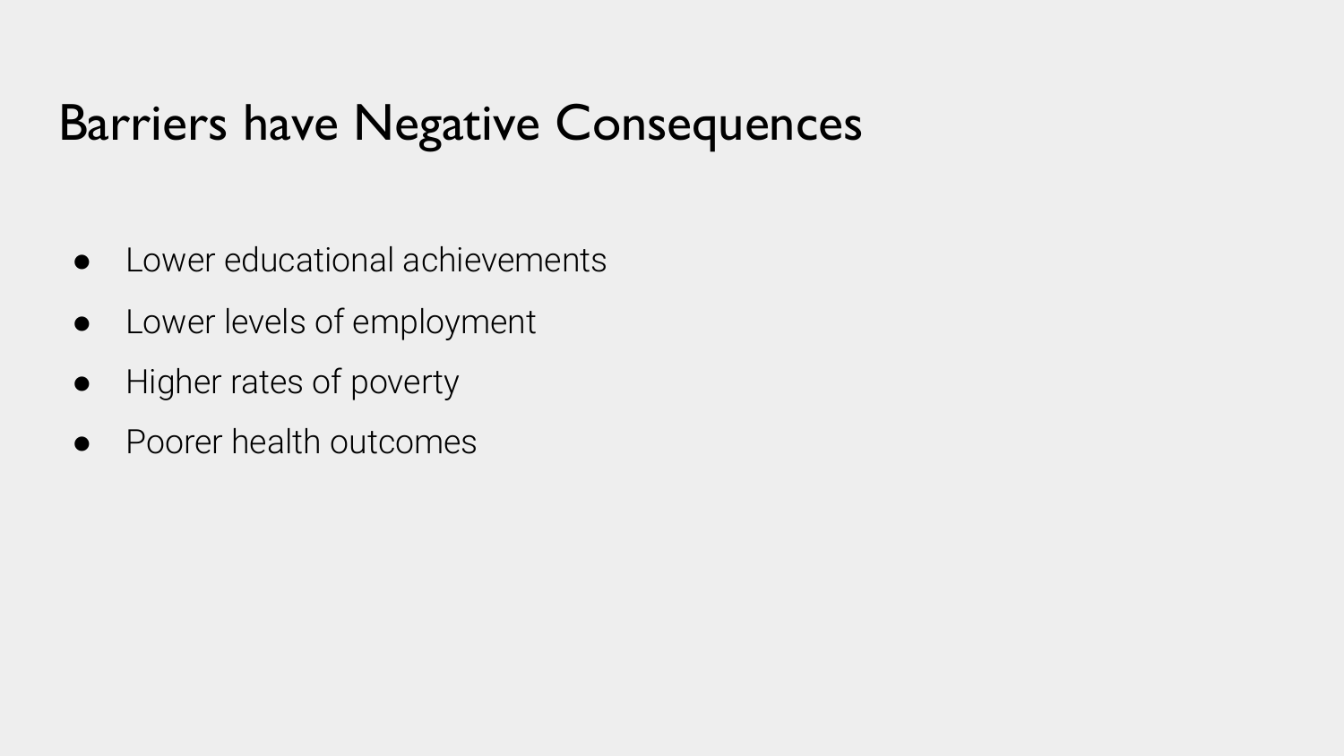# Barriers have Negative Consequences

- Lower educational achievements
- Lower levels of employment
- Higher rates of poverty
- Poorer health outcomes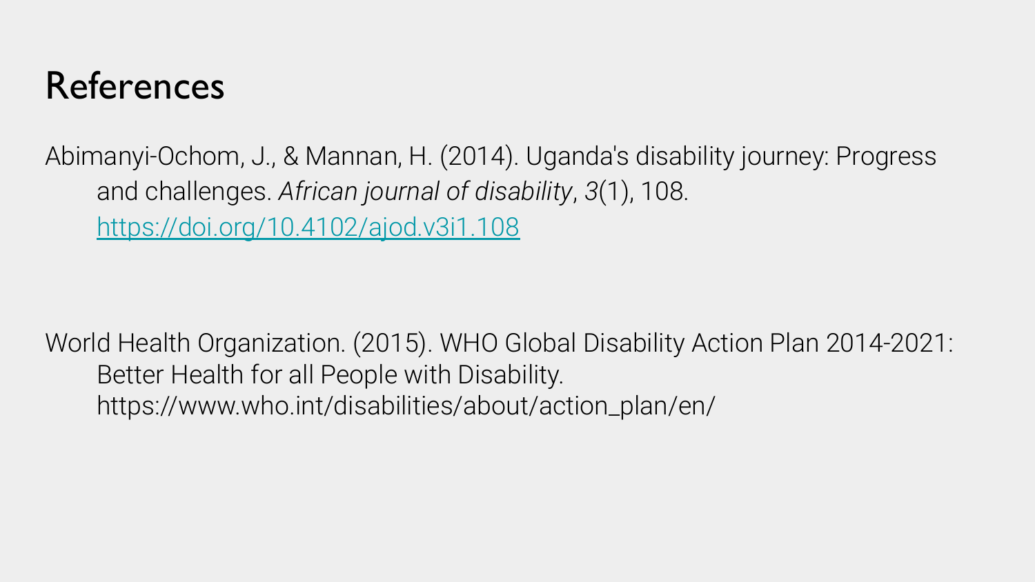# References

Abimanyi-Ochom, J., & Mannan, H. (2014). Uganda's disability journey: Progress and challenges. *African journal of disability*, *3*(1), 108. [https://doi.org/10.4102/ajod.v3i1.108](https://doi.org/10.4102/ajod.v3i1.108)

World Health Organization. (2015). WHO Global Disability Action Plan 2014-2021: Better Health for all People with Disability. https://www.who.int/disabilities/about/action_plan/en/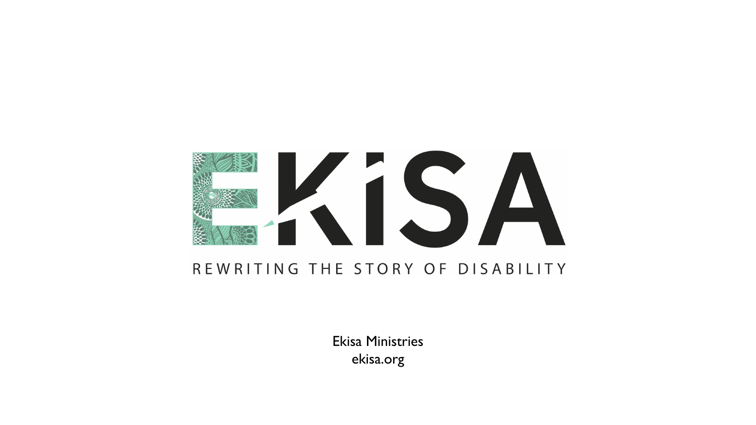# EKISA

REWRITING THE STORY OF DISABILITY

Ekisa Ministries
ekisa.org